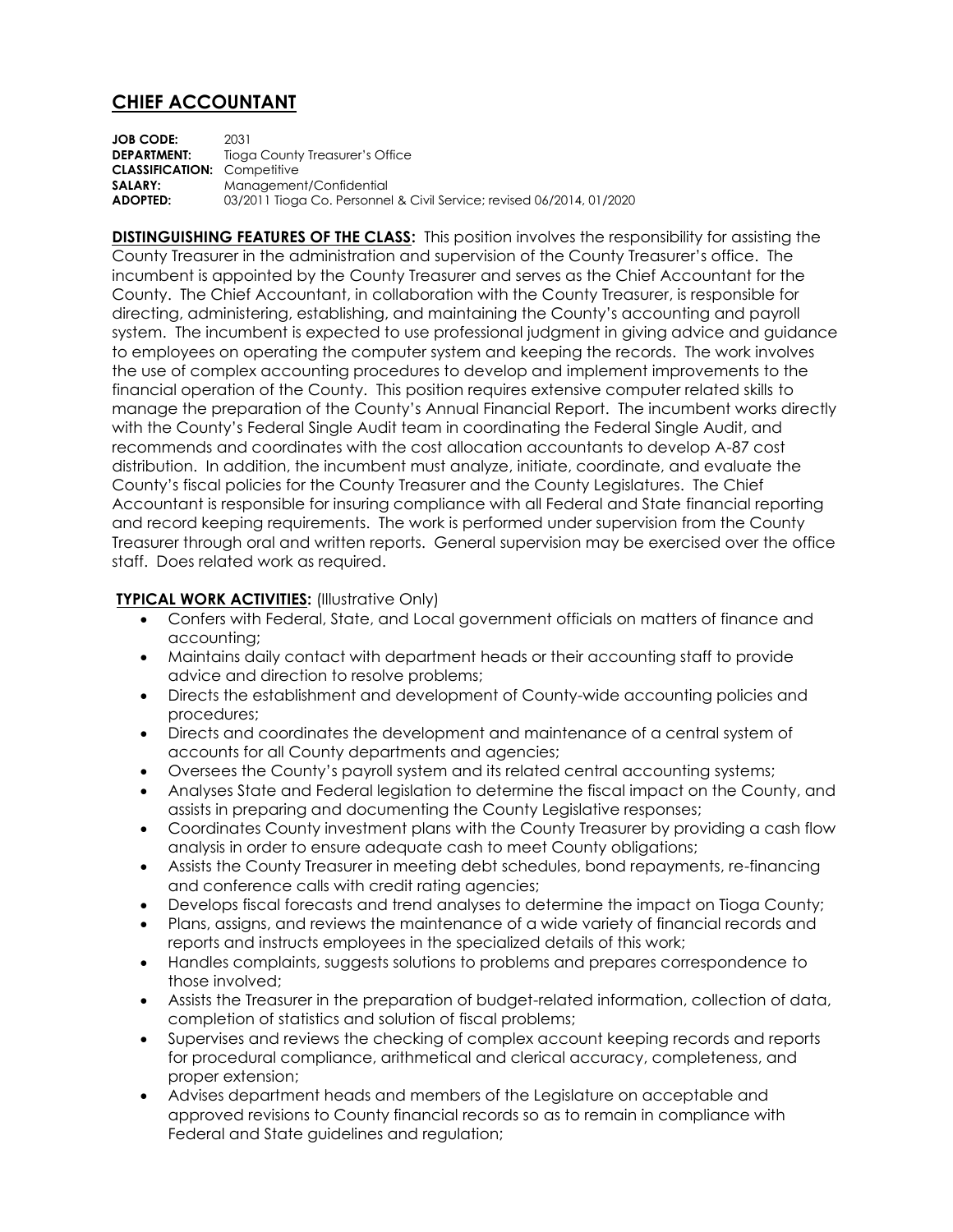# CHIEF ACCOUNTANT

**JOB CODE:** 2031
**DEPARTMENT:** Tioga County Treasurer's Office
**CLASSIFICATION:** Competitive
**SALARY:** Management/Confidential
**ADOPTED:** 03/2011 Tioga Co. Personnel & Civil Service; revised 06/2014, 01/2020

**DISTINGUISHING FEATURES OF THE CLASS:** This position involves the responsibility for assisting the County Treasurer in the administration and supervision of the County Treasurer's office. The incumbent is appointed by the County Treasurer and serves as the Chief Accountant for the County. The Chief Accountant, in collaboration with the County Treasurer, is responsible for directing, administering, establishing, and maintaining the County's accounting and payroll system. The incumbent is expected to use professional judgment in giving advice and guidance to employees on operating the computer system and keeping the records. The work involves the use of complex accounting procedures to develop and implement improvements to the financial operation of the County. This position requires extensive computer related skills to manage the preparation of the County's Annual Financial Report. The incumbent works directly with the County's Federal Single Audit team in coordinating the Federal Single Audit, and recommends and coordinates with the cost allocation accountants to develop A-87 cost distribution. In addition, the incumbent must analyze, initiate, coordinate, and evaluate the County's fiscal policies for the County Treasurer and the County Legislatures. The Chief Accountant is responsible for insuring compliance with all Federal and State financial reporting and record keeping requirements. The work is performed under supervision from the County Treasurer through oral and written reports. General supervision may be exercised over the office staff. Does related work as required.

**TYPICAL WORK ACTIVITIES:** (Illustrative Only)

- Confers with Federal, State, and Local government officials on matters of finance and accounting;
- Maintains daily contact with department heads or their accounting staff to provide advice and direction to resolve problems;
- Directs the establishment and development of County-wide accounting policies and procedures;
- Directs and coordinates the development and maintenance of a central system of accounts for all County departments and agencies;
- Oversees the County's payroll system and its related central accounting systems;
- Analyses State and Federal legislation to determine the fiscal impact on the County, and assists in preparing and documenting the County Legislative responses;
- Coordinates County investment plans with the County Treasurer by providing a cash flow analysis in order to ensure adequate cash to meet County obligations;
- Assists the County Treasurer in meeting debt schedules, bond repayments, re-financing and conference calls with credit rating agencies;
- Develops fiscal forecasts and trend analyses to determine the impact on Tioga County;
- Plans, assigns, and reviews the maintenance of a wide variety of financial records and reports and instructs employees in the specialized details of this work;
- Handles complaints, suggests solutions to problems and prepares correspondence to those involved;
- Assists the Treasurer in the preparation of budget-related information, collection of data, completion of statistics and solution of fiscal problems;
- Supervises and reviews the checking of complex account keeping records and reports for procedural compliance, arithmetical and clerical accuracy, completeness, and proper extension;
- Advises department heads and members of the Legislature on acceptable and approved revisions to County financial records so as to remain in compliance with Federal and State guidelines and regulation;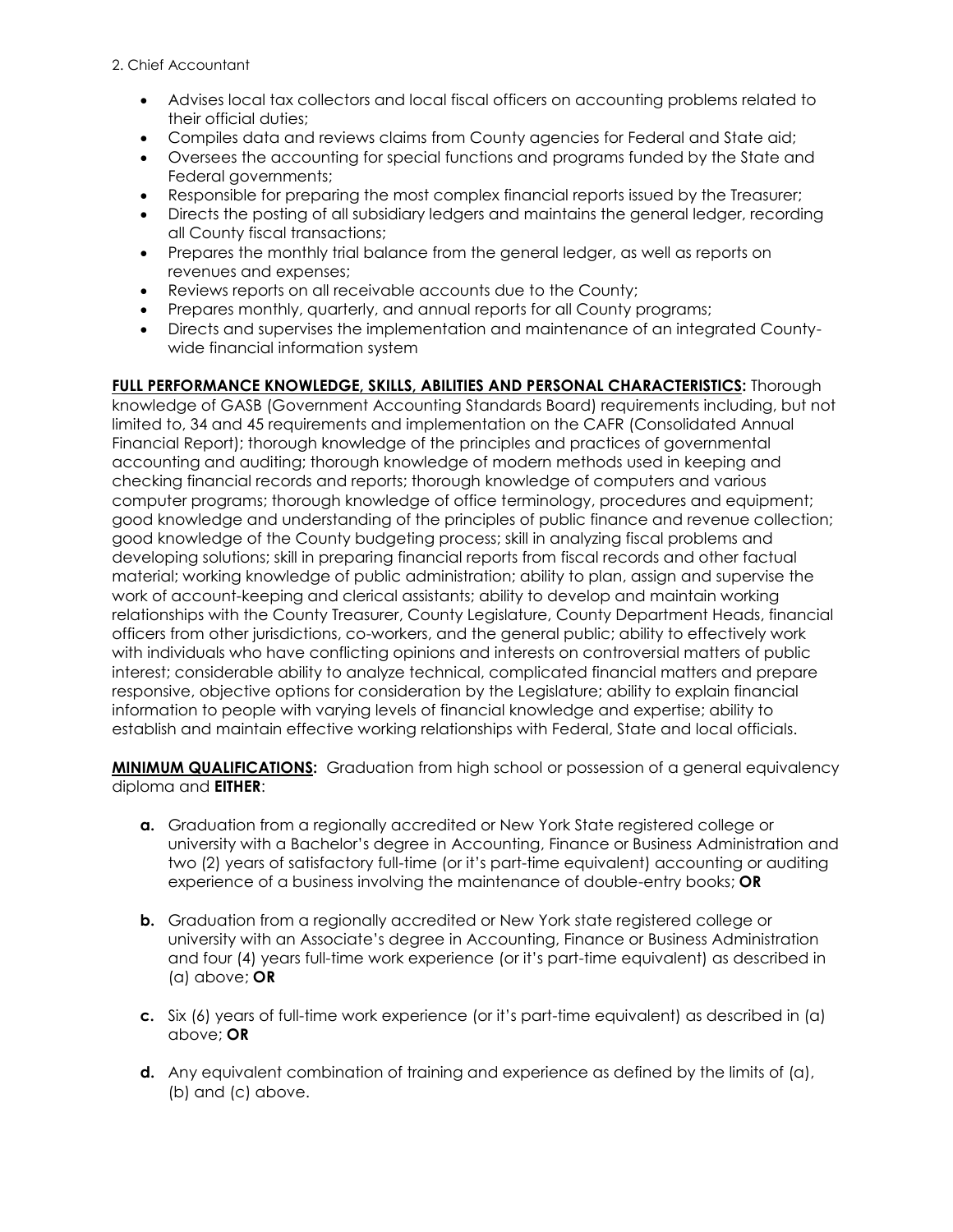2. Chief Accountant

- Advises local tax collectors and local fiscal officers on accounting problems related to their official duties;
- Compiles data and reviews claims from County agencies for Federal and State aid;
- Oversees the accounting for special functions and programs funded by the State and Federal governments;
- Responsible for preparing the most complex financial reports issued by the Treasurer;
- Directs the posting of all subsidiary ledgers and maintains the general ledger, recording all County fiscal transactions;
- Prepares the monthly trial balance from the general ledger, as well as reports on revenues and expenses;
- Reviews reports on all receivable accounts due to the County;
- Prepares monthly, quarterly, and annual reports for all County programs;
- Directs and supervises the implementation and maintenance of an integrated County-wide financial information system

**FULL PERFORMANCE KNOWLEDGE, SKILLS, ABILITIES AND PERSONAL CHARACTERISTICS:** Thorough knowledge of GASB (Government Accounting Standards Board) requirements including, but not limited to, 34 and 45 requirements and implementation on the CAFR (Consolidated Annual Financial Report); thorough knowledge of the principles and practices of governmental accounting and auditing; thorough knowledge of modern methods used in keeping and checking financial records and reports; thorough knowledge of computers and various computer programs; thorough knowledge of office terminology, procedures and equipment; good knowledge and understanding of the principles of public finance and revenue collection; good knowledge of the County budgeting process; skill in analyzing fiscal problems and developing solutions; skill in preparing financial reports from fiscal records and other factual material; working knowledge of public administration; ability to plan, assign and supervise the work of account-keeping and clerical assistants; ability to develop and maintain working relationships with the County Treasurer, County Legislature, County Department Heads, financial officers from other jurisdictions, co-workers, and the general public; ability to effectively work with individuals who have conflicting opinions and interests on controversial matters of public interest; considerable ability to analyze technical, complicated financial matters and prepare responsive, objective options for consideration by the Legislature; ability to explain financial information to people with varying levels of financial knowledge and expertise; ability to establish and maintain effective working relationships with Federal, State and local officials.

**MINIMUM QUALIFICATIONS:** Graduation from high school or possession of a general equivalency diploma and **EITHER**:

**a.** Graduation from a regionally accredited or New York State registered college or university with a Bachelor's degree in Accounting, Finance or Business Administration and two (2) years of satisfactory full-time (or it's part-time equivalent) accounting or auditing experience of a business involving the maintenance of double-entry books; **OR**

**b.** Graduation from a regionally accredited or New York state registered college or university with an Associate's degree in Accounting, Finance or Business Administration and four (4) years full-time work experience (or it's part-time equivalent) as described in (a) above; **OR**

**c.** Six (6) years of full-time work experience (or it's part-time equivalent) as described in (a) above; **OR**

**d.** Any equivalent combination of training and experience as defined by the limits of (a), (b) and (c) above.